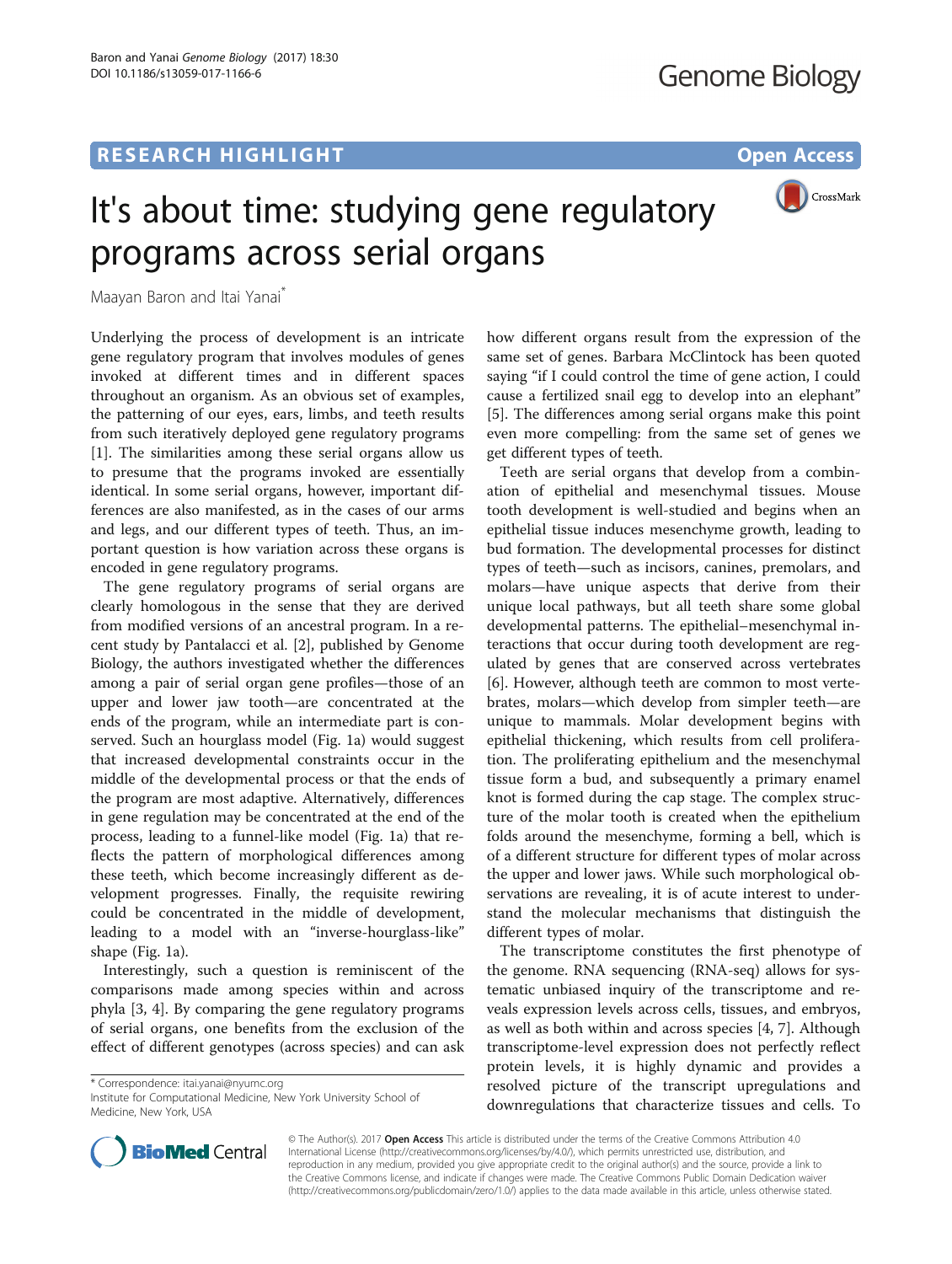**RESEARCH HIGHLIGHT** **Open Access**

# It's about time: studying gene regulatory programs across serial organs

Maayan Baron and Itai Yanai*

Underlying the process of development is an intricate gene regulatory program that involves modules of genes invoked at different times and in different spaces throughout an organism. As an obvious set of examples, the patterning of our eyes, ears, limbs, and teeth results from such iteratively deployed gene regulatory programs [1]. The similarities among these serial organs allow us to presume that the programs invoked are essentially identical. In some serial organs, however, important differences are also manifested, as in the cases of our arms and legs, and our different types of teeth. Thus, an important question is how variation across these organs is encoded in gene regulatory programs.

The gene regulatory programs of serial organs are clearly homologous in the sense that they are derived from modified versions of an ancestral program. In a recent study by Pantalacci et al. [2], published by Genome Biology, the authors investigated whether the differences among a pair of serial organ gene profiles—those of an upper and lower jaw tooth—are concentrated at the ends of the program, while an intermediate part is conserved. Such an hourglass model (Fig. 1a) would suggest that increased developmental constraints occur in the middle of the developmental process or that the ends of the program are most adaptive. Alternatively, differences in gene regulation may be concentrated at the end of the process, leading to a funnel-like model (Fig. 1a) that reflects the pattern of morphological differences among these teeth, which become increasingly different as development progresses. Finally, the requisite rewiring could be concentrated in the middle of development, leading to a model with an "inverse-hourglass-like" shape (Fig. 1a).

Interestingly, such a question is reminiscent of the comparisons made among species within and across phyla [3, 4]. By comparing the gene regulatory programs of serial organs, one benefits from the exclusion of the effect of different genotypes (across species) and can ask how different organs result from the expression of the same set of genes. Barbara McClintock has been quoted saying "if I could control the time of gene action, I could cause a fertilized snail egg to develop into an elephant" [5]. The differences among serial organs make this point even more compelling: from the same set of genes we get different types of teeth.

Teeth are serial organs that develop from a combination of epithelial and mesenchymal tissues. Mouse tooth development is well-studied and begins when an epithelial tissue induces mesenchyme growth, leading to bud formation. The developmental processes for distinct types of teeth—such as incisors, canines, premolars, and molars—have unique aspects that derive from their unique local pathways, but all teeth share some global developmental patterns. The epithelial–mesenchymal interactions that occur during tooth development are regulated by genes that are conserved across vertebrates [6]. However, although teeth are common to most vertebrates, molars—which develop from simpler teeth—are unique to mammals. Molar development begins with epithelial thickening, which results from cell proliferation. The proliferating epithelium and the mesenchymal tissue form a bud, and subsequently a primary enamel knot is formed during the cap stage. The complex structure of the molar tooth is created when the epithelium folds around the mesenchyme, forming a bell, which is of a different structure for different types of molar across the upper and lower jaws. While such morphological observations are revealing, it is of acute interest to understand the molecular mechanisms that distinguish the different types of molar.

The transcriptome constitutes the first phenotype of the genome. RNA sequencing (RNA-seq) allows for systematic unbiased inquiry of the transcriptome and reveals expression levels across cells, tissues, and embryos, as well as both within and across species [4, 7]. Although transcriptome-level expression does not perfectly reflect protein levels, it is highly dynamic and provides a resolved picture of the transcript upregulations and downregulations that characterize tissues and cells. To

\* Correspondence: itai.yanai@nyumc.org
Institute for Computational Medicine, New York University School of Medicine, New York, USA

© The Author(s). 2017 **Open Access** This article is distributed under the terms of the Creative Commons Attribution 4.0 International License (http://creativecommons.org/licenses/by/4.0/), which permits unrestricted use, distribution, and reproduction in any medium, provided you give appropriate credit to the original author(s) and the source, provide a link to the Creative Commons license, and indicate if changes were made. The Creative Commons Public Domain Dedication waiver (http://creativecommons.org/publicdomain/zero/1.0/) applies to the data made available in this article, unless otherwise stated.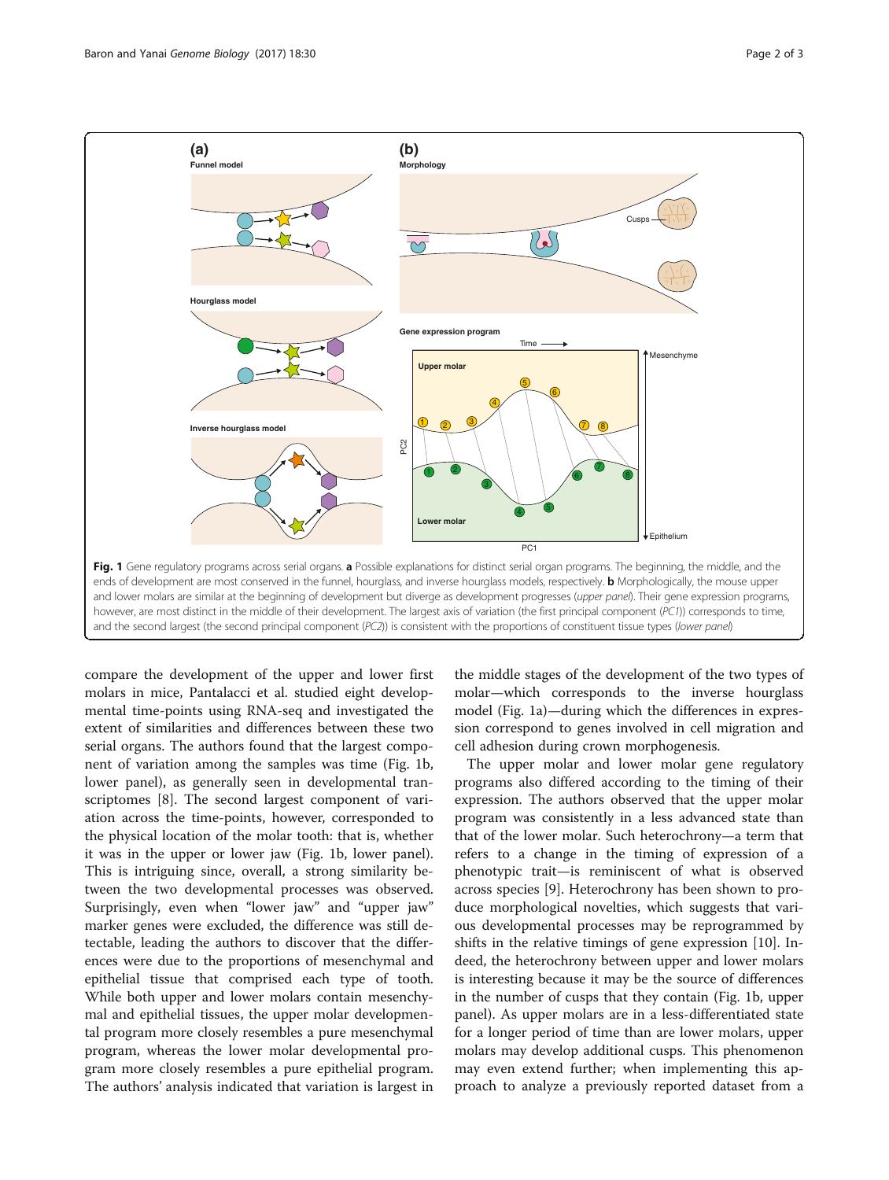Fig. 1 Gene regulatory programs across serial organs. **a** Possible explanations for distinct serial organ programs. The beginning, the middle, and the ends of development are most conserved in the funnel, hourglass, and inverse hourglass models, respectively. **b** Morphologically, the mouse upper and lower molars are similar at the beginning of development but diverge as development progresses (*upper panel*). Their gene expression programs, however, are most distinct in the middle of their development. The largest axis of variation (the first principal component (*PC1*)) corresponds to time, and the second largest (the second principal component (*PC2*)) is consistent with the proportions of constituent tissue types (*lower panel*)

compare the development of the upper and lower first molars in mice, Pantalacci et al. studied eight developmental time-points using RNA-seq and investigated the extent of similarities and differences between these two serial organs. The authors found that the largest component of variation among the samples was time (Fig. 1b, lower panel), as generally seen in developmental transcriptomes [8]. The second largest component of variation across the time-points, however, corresponded to the physical location of the molar tooth: that is, whether it was in the upper or lower jaw (Fig. 1b, lower panel). This is intriguing since, overall, a strong similarity between the two developmental processes was observed. Surprisingly, even when "lower jaw" and "upper jaw" marker genes were excluded, the difference was still detectable, leading the authors to discover that the differences were due to the proportions of mesenchymal and epithelial tissue that comprised each type of tooth. While both upper and lower molars contain mesenchymal and epithelial tissues, the upper molar developmental program more closely resembles a pure mesenchymal program, whereas the lower molar developmental program more closely resembles a pure epithelial program. The authors' analysis indicated that variation is largest in the middle stages of the development of the two types of molar—which corresponds to the inverse hourglass model (Fig. 1a)—during which the differences in expression correspond to genes involved in cell migration and cell adhesion during crown morphogenesis.

The upper molar and lower molar gene regulatory programs also differed according to the timing of their expression. The authors observed that the upper molar program was consistently in a less advanced state than that of the lower molar. Such heterochrony—a term that refers to a change in the timing of expression of a phenotypic trait—is reminiscent of what is observed across species [9]. Heterochrony has been shown to produce morphological novelties, which suggests that various developmental processes may be reprogrammed by shifts in the relative timings of gene expression [10]. Indeed, the heterochrony between upper and lower molars is interesting because it may be the source of differences in the number of cusps that they contain (Fig. 1b, upper panel). As upper molars are in a less-differentiated state for a longer period of time than are lower molars, upper molars may develop additional cusps. This phenomenon may even extend further; when implementing this approach to analyze a previously reported dataset from a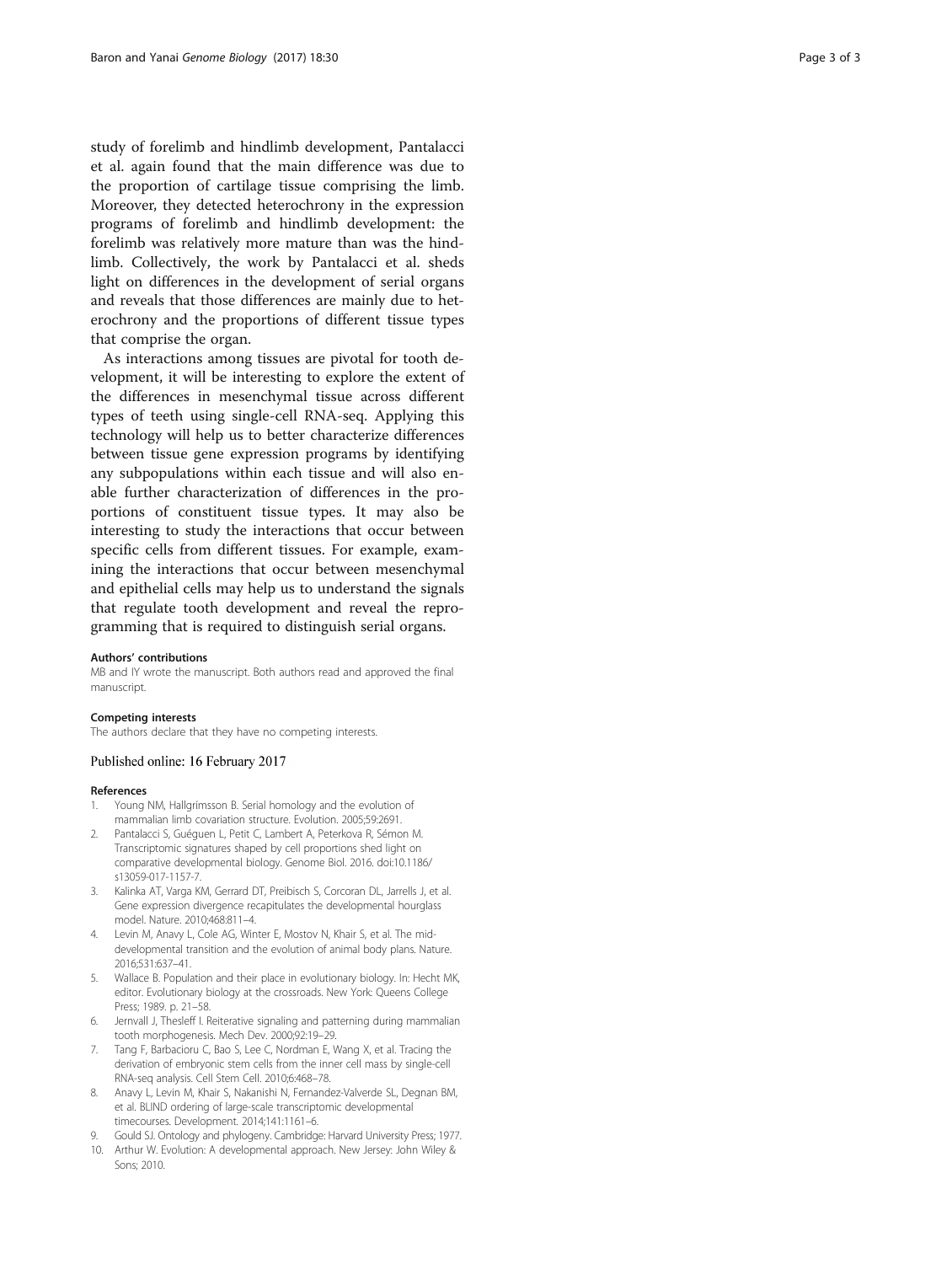study of forelimb and hindlimb development, Pantalacci et al. again found that the main difference was due to the proportion of cartilage tissue comprising the limb. Moreover, they detected heterochrony in the expression programs of forelimb and hindlimb development: the forelimb was relatively more mature than was the hindlimb. Collectively, the work by Pantalacci et al. sheds light on differences in the development of serial organs and reveals that those differences are mainly due to heterochrony and the proportions of different tissue types that comprise the organ.

As interactions among tissues are pivotal for tooth development, it will be interesting to explore the extent of the differences in mesenchymal tissue across different types of teeth using single-cell RNA-seq. Applying this technology will help us to better characterize differences between tissue gene expression programs by identifying any subpopulations within each tissue and will also enable further characterization of differences in the proportions of constituent tissue types. It may also be interesting to study the interactions that occur between specific cells from different tissues. For example, examining the interactions that occur between mesenchymal and epithelial cells may help us to understand the signals that regulate tooth development and reveal the reprogramming that is required to distinguish serial organs.

#### Authors' contributions

MB and IY wrote the manuscript. Both authors read and approved the final manuscript.

#### Competing interests

The authors declare that they have no competing interests.

Published online: 16 February 2017

#### References

1. Young NM, Hallgrímsson B. Serial homology and the evolution of mammalian limb covariation structure. Evolution. 2005;59:2691.
2. Pantalacci S, Guéguen L, Petit C, Lambert A, Peterkova R, Sémon M. Transcriptomic signatures shaped by cell proportions shed light on comparative developmental biology. Genome Biol. 2016. doi:10.1186/s13059-017-1157-7.
3. Kalinka AT, Varga KM, Gerrard DT, Preibisch S, Corcoran DL, Jarrells J, et al. Gene expression divergence recapitulates the developmental hourglass model. Nature. 2010;468:811–4.
4. Levin M, Anavy L, Cole AG, Winter E, Mostov N, Khair S, et al. The mid-developmental transition and the evolution of animal body plans. Nature. 2016;531:637–41.
5. Wallace B. Population and their place in evolutionary biology. In: Hecht MK, editor. Evolutionary biology at the crossroads. New York: Queens College Press; 1989. p. 21–58.
6. Jernvall J, Thesleff I. Reiterative signaling and patterning during mammalian tooth morphogenesis. Mech Dev. 2000;92:19–29.
7. Tang F, Barbacioru C, Bao S, Lee C, Nordman E, Wang X, et al. Tracing the derivation of embryonic stem cells from the inner cell mass by single-cell RNA-seq analysis. Cell Stem Cell. 2010;6:468–78.
8. Anavy L, Levin M, Khair S, Nakanishi N, Fernandez-Valverde SL, Degnan BM, et al. BLIND ordering of large-scale transcriptomic developmental timecourses. Development. 2014;141:1161–6.
9. Gould SJ. Ontology and phylogeny. Cambridge: Harvard University Press; 1977.
10. Arthur W. Evolution: A developmental approach. New Jersey: John Wiley & Sons; 2010.